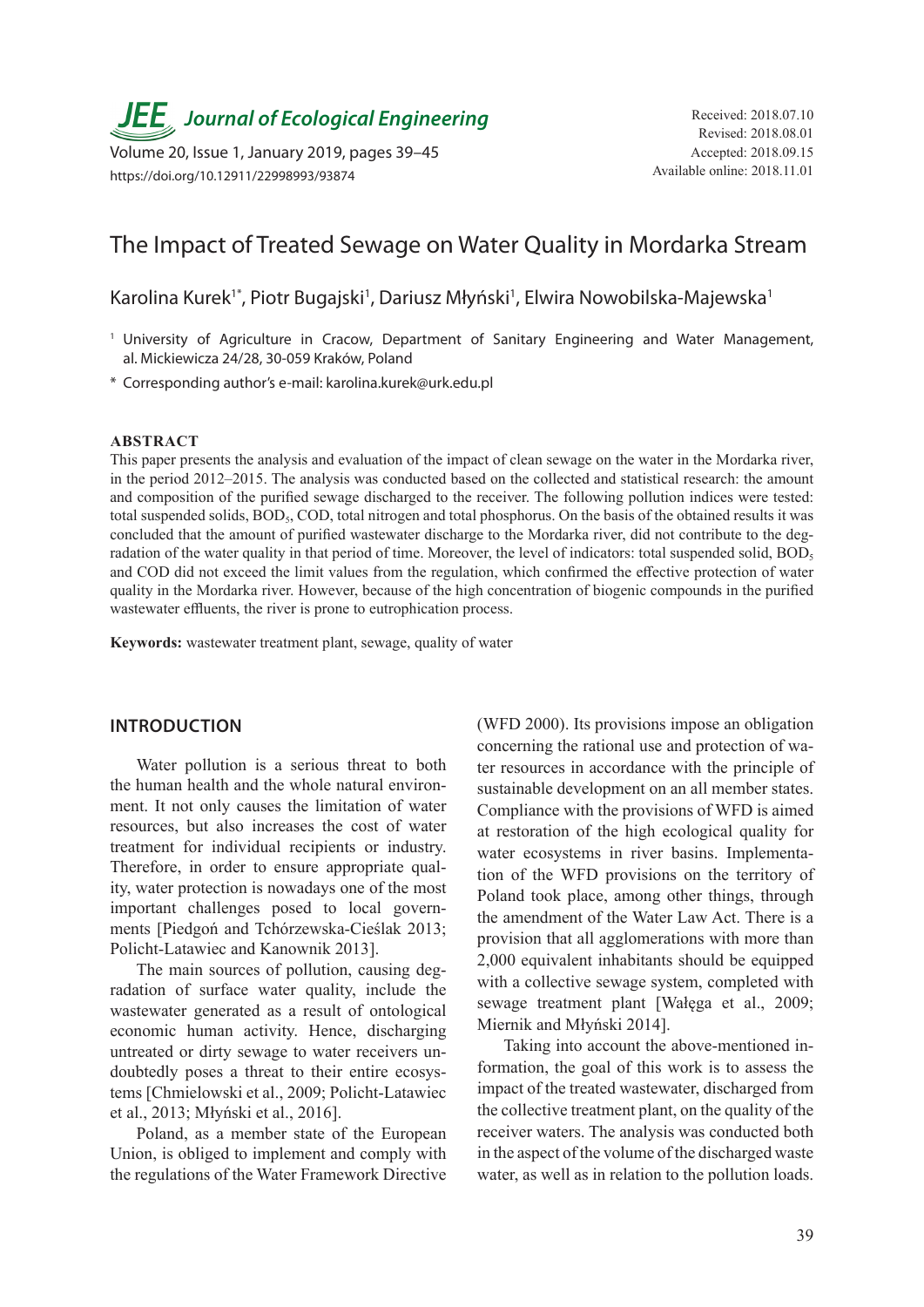# The Impact of Treated Sewage on Water Quality in Mordarka Stream

Karolina Kurek[1*], Piotr Bugajski[1], Dariusz Młyński[1], Elwira Nowobilska-Majewska[1]

[1] University of Agriculture in Cracow, Department of Sanitary Engineering and Water Management, al. Mickiewicza 24/28, 30-059 Kraków, Poland

[*] Corresponding author's e-mail: karolina.kurek@urk.edu.pl

Received: 2018.07.10
Revised: 2018.08.01
Accepted: 2018.09.15
Available online: 2018.11.01

https://doi.org/10.12911/22998993/93874

## ABSTRACT

This paper presents the analysis and evaluation of the impact of clean sewage on the water in the Mordarka river, in the period 2012–2015. The analysis was conducted based on the collected and statistical research: the amount and composition of the purified sewage discharged to the receiver. The following pollution indices were tested: total suspended solids, $BOD_5$, COD, total nitrogen and total phosphorus. On the basis of the obtained results it was concluded that the amount of purified wastewater discharge to the Mordarka river, did not contribute to the degradation of the water quality in that period of time. Moreover, the level of indicators: total suspended solid, $BOD_5$ and COD did not exceed the limit values from the regulation, which confirmed the effective protection of water quality in the Mordarka river. However, because of the high concentration of biogenic compounds in the purified wastewater effluents, the river is prone to eutrophication process.

**Keywords:** wastewater treatment plant, sewage, quality of water

## INTRODUCTION

Water pollution is a serious threat to both the human health and the whole natural environment. It not only causes the limitation of water resources, but also increases the cost of water treatment for individual recipients or industry. Therefore, in order to ensure appropriate quality, water protection is nowadays one of the most important challenges posed to local governments [Piedgoń and Tchórzewska-Cieślak 2013; Policht-Latawiec and Kanownik 2013].

The main sources of pollution, causing degradation of surface water quality, include the wastewater generated as a result of ontological economic human activity. Hence, discharging untreated or dirty sewage to water receivers undoubtedly poses a threat to their entire ecosystems [Chmielowski et al., 2009; Policht-Latawiec et al., 2013; Młyński et al., 2016].

Poland, as a member state of the European Union, is obliged to implement and comply with the regulations of the Water Framework Directive (WFD 2000). Its provisions impose an obligation concerning the rational use and protection of water resources in accordance with the principle of sustainable development on an all member states. Compliance with the provisions of WFD is aimed at restoration of the high ecological quality for water ecosystems in river basins. Implementation of the WFD provisions on the territory of Poland took place, among other things, through the amendment of the Water Law Act. There is a provision that all agglomerations with more than 2,000 equivalent inhabitants should be equipped with a collective sewage system, completed with sewage treatment plant [Wałęga et al., 2009; Miernik and Młyński 2014].

Taking into account the above-mentioned information, the goal of this work is to assess the impact of the treated wastewater, discharged from the collective treatment plant, on the quality of the receiver waters. The analysis was conducted both in the aspect of the volume of the discharged waste water, as well as in relation to the pollution loads.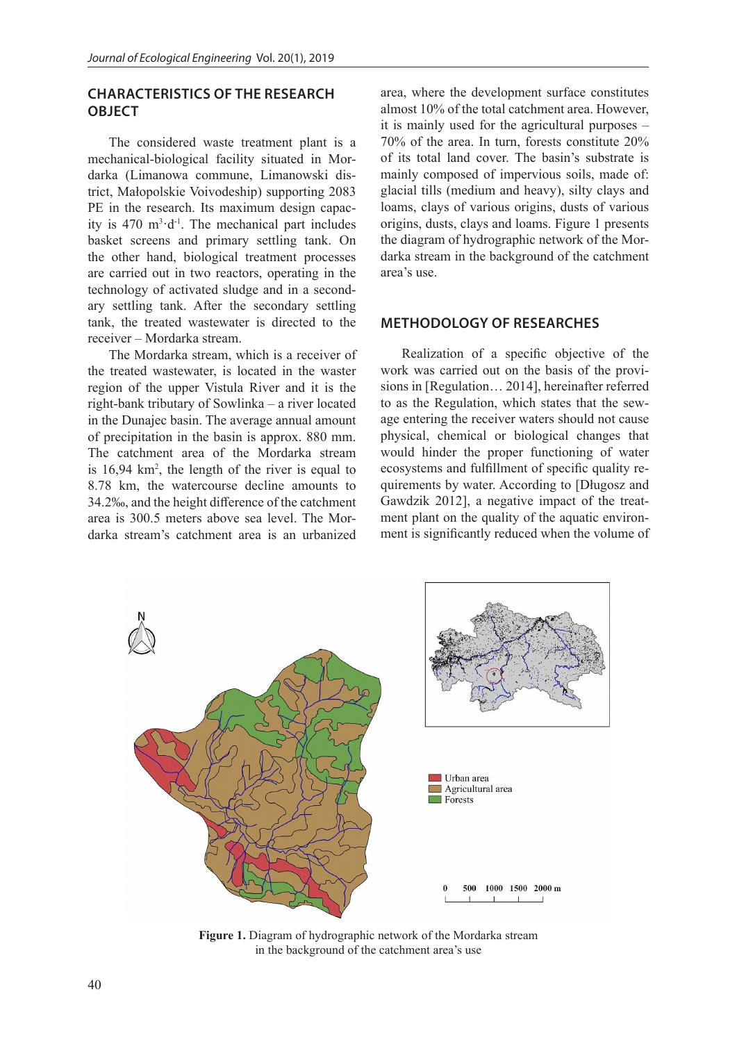## CHARACTERISTICS OF THE RESEARCH OBJECT

The considered waste treatment plant is a mechanical-biological facility situated in Mordarka (Limanowa commune, Limanowski district, Małopolskie Voivodeship) supporting 2083 PE in the research. Its maximum design capacity is 470 $m^3 \cdot d^{-1}$. The mechanical part includes basket screens and primary settling tank. On the other hand, biological treatment processes are carried out in two reactors, operating in the technology of activated sludge and in a secondary settling tank. After the secondary settling tank, the treated wastewater is directed to the receiver – Mordarka stream.

The Mordarka stream, which is a receiver of the treated wastewater, is located in the waster region of the upper Vistula River and it is the right-bank tributary of Sowlinka – a river located in the Dunajec basin. The average annual amount of precipitation in the basin is approx. 880 mm. The catchment area of the Mordarka stream is 16,94 $km^2$, the length of the river is equal to 8.78 km, the watercourse decline amounts to 34.2‰, and the height difference of the catchment area is 300.5 meters above sea level. The Mordarka stream's catchment area is an urbanized area, where the development surface constitutes almost 10% of the total catchment area. However, it is mainly used for the agricultural purposes – 70% of the area. In turn, forests constitute 20% of its total land cover. The basin's substrate is mainly composed of impervious soils, made of: glacial tills (medium and heavy), silty clays and loams, clays of various origins, dusts of various origins, dusts, clays and loams. Figure 1 presents the diagram of hydrographic network of the Mordarka stream in the background of the catchment area's use.

## METHODOLOGY OF RESEARCHES

Realization of a specific objective of the work was carried out on the basis of the provisions in [Regulation… 2014], hereinafter referred to as the Regulation, which states that the sewage entering the receiver waters should not cause physical, chemical or biological changes that would hinder the proper functioning of water ecosystems and fulfillment of specific quality requirements by water. According to [Długosz and Gawdzik 2012], a negative impact of the treatment plant on the quality of the aquatic environment is significantly reduced when the volume of

**Figure 1.** Diagram of hydrographic network of the Mordarka stream in the background of the catchment area's use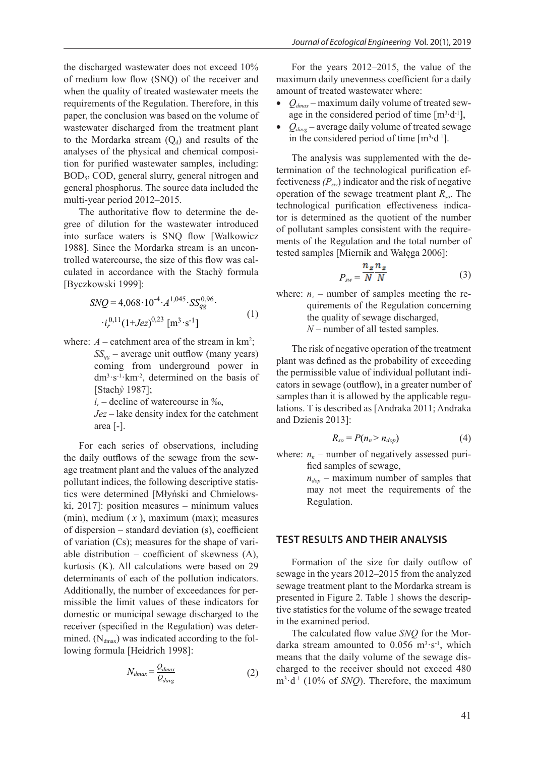the discharged wastewater does not exceed 10% of medium low flow (SNQ) of the receiver and when the quality of treated wastewater meets the requirements of the Regulation. Therefore, in this paper, the conclusion was based on the volume of wastewater discharged from the treatment plant to the Mordarka stream ($Q_d$) and results of the analyses of the physical and chemical composition for purified wastewater samples, including: $BOD_5$, COD, general slurry, general nitrogen and general phosphorus. The source data included the multi-year period 2012–2015.

The authoritative flow to determine the degree of dilution for the wastewater introduced into surface waters is SNQ flow [Walkowicz 1988]. Since the Mordarka stream is an uncontrolled watercourse, the size of this flow was calculated in accordance with the Stachẏ formula [Byczkowski 1999]:

$$SNQ = 4{,}068 \cdot 10^{-4} \cdot A^{1{,}045} \cdot SS_{qg}^{0{,}96} \cdot i_r^{0{,}11}(1+Jez)^{0{,}23} \ [\mathrm{m^3 \cdot s^{-1}}] \tag{1}$$

where: $A$ – catchment area of the stream in km$^2$;
$SS_{qg}$ – average unit outflow (many years) coming from underground power in $\mathrm{dm^3 \cdot s^{-1} \cdot km^{-2}}$, determined on the basis of [Stachẏ 1987];
$i_r$ – decline of watercourse in ‰,
$Jez$ – lake density index for the catchment area [-].

For each series of observations, including the daily outflows of the sewage from the sewage treatment plant and the values of the analyzed pollutant indices, the following descriptive statistics were determined [Młyński and Chmielowski, 2017]: position measures – minimum values (min), medium ($\bar{x}$), maximum (max); measures of dispersion – standard deviation (s), coefficient of variation (Cs); measures for the shape of variable distribution – coefficient of skewness (A), kurtosis (K). All calculations were based on 29 determinants of each of the pollution indicators. Additionally, the number of exceedances for permissible the limit values of these indicators for domestic or municipal sewage discharged to the receiver (specified in the Regulation) was determined. ($N_{dmax}$) was indicated according to the following formula [Heidrich 1998]:

$$N_{dmax} = \frac{Q_{dmax}}{Q_{davg}} \tag{2}$$

For the years 2012–2015, the value of the maximum daily unevenness coefficient for a daily amount of treated wastewater where:

- $Q_{dmax}$ – maximum daily volume of treated sewage in the considered period of time [$\mathrm{m^3 \cdot d^{-1}}$],
- $Q_{davg}$ – average daily volume of treated sewage in the considered period of time [$\mathrm{m^3 \cdot d^{-1}}$].

The analysis was supplemented with the determination of the technological purification effectiveness *($P_{sw}$)* indicator and the risk of negative operation of the sewage treatment plant $R_{so}$. The technological purification effectiveness indicator is determined as the quotient of the number of pollutant samples consistent with the requirements of the Regulation and the total number of tested samples [Miernik and Wałęga 2006]:

$$P_{sw} = \frac{n_z}{N} \tag{3}$$

where: $n_z$ – number of samples meeting the requirements of the Regulation concerning the quality of sewage discharged,
$N$ – number of all tested samples.

The risk of negative operation of the treatment plant was defined as the probability of exceeding the permissible value of individual pollutant indicators in sewage (outflow), in a greater number of samples than it is allowed by the applicable regulations. T is described as [Andraka 2011; Andraka and Dzienis 2013]:

$$R_{so} = P(n_n > n_{dop}) \tag{4}$$

where: $n_n$ – number of negatively assessed purified samples of sewage,
$n_{dop}$ – maximum number of samples that may not meet the requirements of the Regulation.

## TEST RESULTS AND THEIR ANALYSIS

Formation of the size for daily outflow of sewage in the years 2012–2015 from the analyzed sewage treatment plant to the Mordarka stream is presented in Figure 2. Table 1 shows the descriptive statistics for the volume of the sewage treated in the examined period.

The calculated flow value *SNQ* for the Mordarka stream amounted to 0.056 $\mathrm{m^3 \cdot s^{-1}}$, which means that the daily volume of the sewage discharged to the receiver should not exceed 480 $\mathrm{m^3 \cdot d^{-1}}$ (10% of *SNQ*). Therefore, the maximum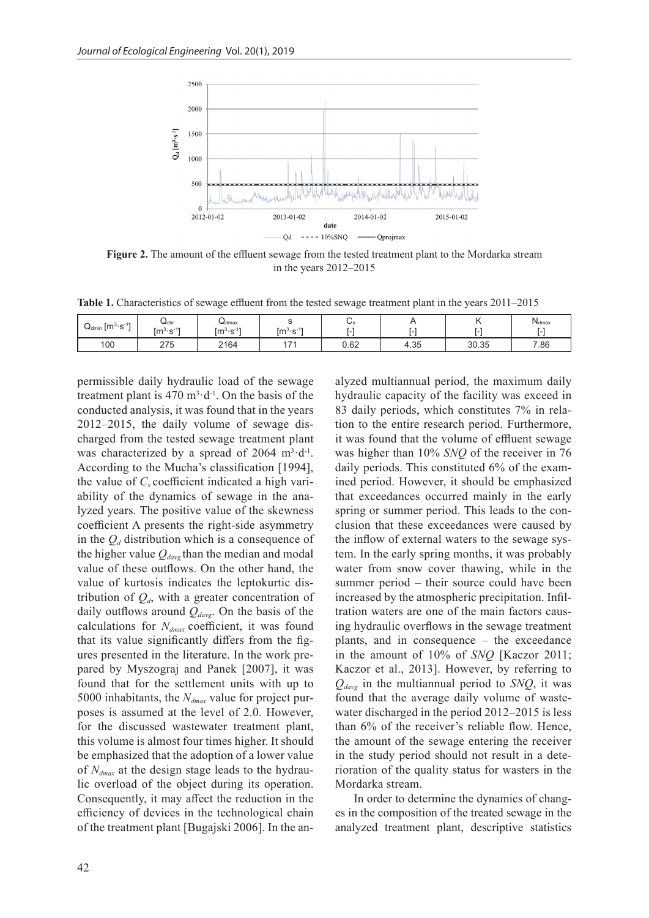**Figure 2.** The amount of the effluent sewage from the tested treatment plant to the Mordarka stream in the years 2012–2015

**Table 1.** Characteristics of sewage effluent from the tested sewage treatment plant in the years 2011–2015

| $Q_{dmin}$ [$m^3 \cdot s^{-1}$] | $Q_{dśr}$ [$m^3 \cdot s^{-1}$] | $Q_{dmax}$ [$m^3 \cdot s^{-1}$] | s [$m^3 \cdot s^{-1}$] | $C_s$ [-] | A [-] | K [-] | $N_{dmax}$ [-] |
|---|---|---|---|---|---|---|---|
| 100 | 275 | 2164 | 171 | 0.62 | 4.35 | 30.35 | 7.86 |

permissible daily hydraulic load of the sewage treatment plant is 470 $m^3 \cdot d^{-1}$. On the basis of the conducted analysis, it was found that in the years 2012–2015, the daily volume of sewage discharged from the tested sewage treatment plant was characterized by a spread of 2064 $m^3 \cdot d^{-1}$. According to the Mucha's classification [1994], the value of $C_s$ coefficient indicated a high variability of the dynamics of sewage in the analyzed years. The positive value of the skewness coefficient A presents the right-side asymmetry in the $Q_d$ distribution which is a consequence of the higher value $Q_{davg}$ than the median and modal value of these outflows. On the other hand, the value of kurtosis indicates the leptokurtic distribution of $Q_d$, with a greater concentration of daily outflows around $Q_{davg}$. On the basis of the calculations for $N_{dmax}$ coefficient, it was found that its value significantly differs from the figures presented in the literature. In the work prepared by Myszograj and Panek [2007], it was found that for the settlement units with up to 5000 inhabitants, the $N_{dmax}$ value for project purposes is assumed at the level of 2.0. However, for the discussed wastewater treatment plant, this volume is almost four times higher. It should be emphasized that the adoption of a lower value of $N_{dmax}$ at the design stage leads to the hydraulic overload of the object during its operation. Consequently, it may affect the reduction in the efficiency of devices in the technological chain of the treatment plant [Bugajski 2006]. In the analyzed multiannual period, the maximum daily hydraulic capacity of the facility was exceed in 83 daily periods, which constitutes 7% in relation to the entire research period. Furthermore, it was found that the volume of effluent sewage was higher than 10% *SNQ* of the receiver in 76 daily periods. This constituted 6% of the examined period. However, it should be emphasized that exceedances occurred mainly in the early spring or summer period. This leads to the conclusion that these exceedances were caused by the inflow of external waters to the sewage system. In the early spring months, it was probably water from snow cover thawing, while in the summer period – their source could have been increased by the atmospheric precipitation. Infiltration waters are one of the main factors causing hydraulic overflows in the sewage treatment plants, and in consequence – the exceedance in the amount of 10% of *SNQ* [Kaczor 2011; Kaczor et al., 2013]. However, by referring to $Q_{davg}$ in the multiannual period to *SNQ*, it was found that the average daily volume of wastewater discharged in the period 2012–2015 is less than 6% of the receiver's reliable flow. Hence, the amount of the sewage entering the receiver in the study period should not result in a deterioration of the quality status for wasters in the Mordarka stream.

In order to determine the dynamics of changes in the composition of the treated sewage in the analyzed treatment plant, descriptive statistics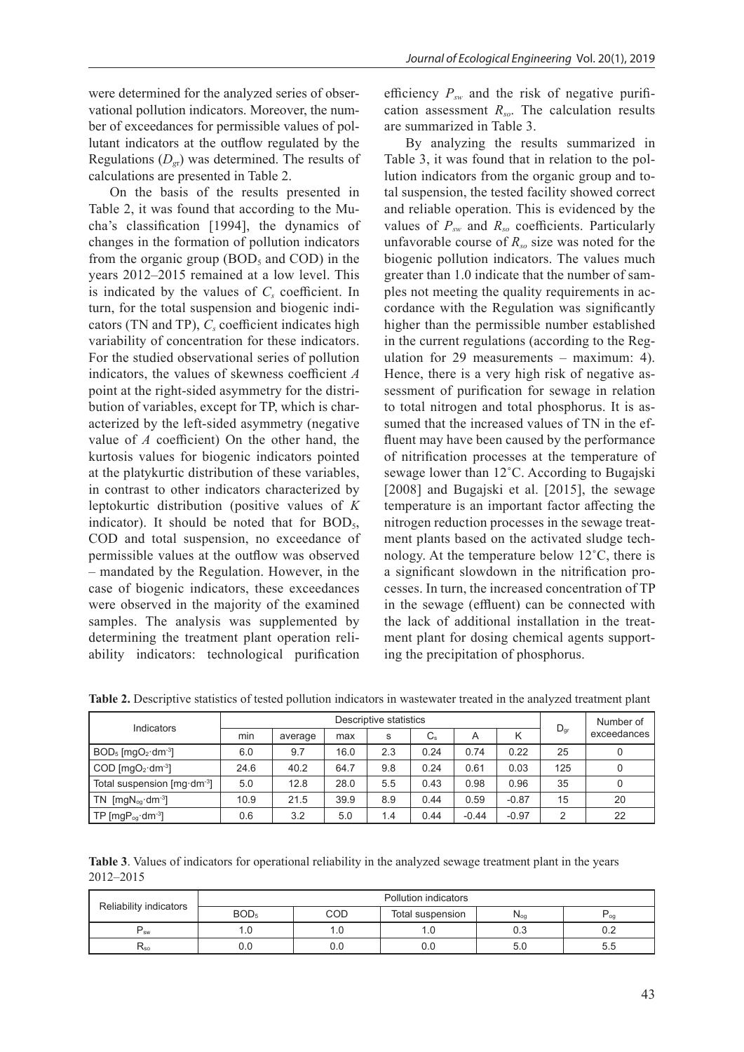were determined for the analyzed series of observational pollution indicators. Moreover, the number of exceedances for permissible values of pollutant indicators at the outflow regulated by the Regulations ($D_{gr}$) was determined. The results of calculations are presented in Table 2.

On the basis of the results presented in Table 2, it was found that according to the Mucha's classification [1994], the dynamics of changes in the formation of pollution indicators from the organic group ($BOD_5$ and COD) in the years 2012–2015 remained at a low level. This is indicated by the values of $C_s$ coefficient. In turn, for the total suspension and biogenic indicators (TN and TP), $C_s$ coefficient indicates high variability of concentration for these indicators. For the studied observational series of pollution indicators, the values of skewness coefficient $A$ point at the right-sided asymmetry for the distribution of variables, except for TP, which is characterized by the left-sided asymmetry (negative value of $A$ coefficient) On the other hand, the kurtosis values for biogenic indicators pointed at the platykurtic distribution of these variables, in contrast to other indicators characterized by leptokurtic distribution (positive values of $K$ indicator). It should be noted that for $BOD_5$, COD and total suspension, no exceedance of permissible values at the outflow was observed – mandated by the Regulation. However, in the case of biogenic indicators, these exceedances were observed in the majority of the examined samples. The analysis was supplemented by determining the treatment plant operation reliability indicators: technological purification efficiency $P_{sw}$ and the risk of negative purification assessment $R_{so}$. The calculation results are summarized in Table 3.

By analyzing the results summarized in Table 3, it was found that in relation to the pollution indicators from the organic group and total suspension, the tested facility showed correct and reliable operation. This is evidenced by the values of $P_{sw}$ and $R_{so}$ coefficients. Particularly unfavorable course of $R_{so}$ size was noted for the biogenic pollution indicators. The values much greater than 1.0 indicate that the number of samples not meeting the quality requirements in accordance with the Regulation was significantly higher than the permissible number established in the current regulations (according to the Regulation for 29 measurements – maximum: 4). Hence, there is a very high risk of negative assessment of purification for sewage in relation to total nitrogen and total phosphorus. It is assumed that the increased values of TN in the effluent may have been caused by the performance of nitrification processes at the temperature of sewage lower than 12˚C. According to Bugajski [2008] and Bugajski et al. [2015], the sewage temperature is an important factor affecting the nitrogen reduction processes in the sewage treatment plants based on the activated sludge technology. At the temperature below 12˚C, there is a significant slowdown in the nitrification processes. In turn, the increased concentration of TP in the sewage (effluent) can be connected with the lack of additional installation in the treatment plant for dosing chemical agents supporting the precipitation of phosphorus.

**Table 2.** Descriptive statistics of tested pollution indicators in wastewater treated in the analyzed treatment plant

| Indicators | Descriptive statistics | | | | | | | $D_{gr}$ | Number of exceedances |
|---|---|---|---|---|---|---|---|---|---|
| | min | average | max | s | $C_s$ | A | K | | |
| $BOD_5$ [$mgO_2 \cdot dm^{-3}$] | 6.0 | 9.7 | 16.0 | 2.3 | 0.24 | 0.74 | 0.22 | 25 | 0 |
| COD [$mgO_2 \cdot dm^{-3}$] | 24.6 | 40.2 | 64.7 | 9.8 | 0.24 | 0.61 | 0.03 | 125 | 0 |
| Total suspension [$mg \cdot dm^{-3}$] | 5.0 | 12.8 | 28.0 | 5.5 | 0.43 | 0.98 | 0.96 | 35 | 0 |
| TN [$mgN_{og} \cdot dm^{-3}$] | 10.9 | 21.5 | 39.9 | 8.9 | 0.44 | 0.59 | -0.87 | 15 | 20 |
| TP [$mgP_{og} \cdot dm^{-3}$] | 0.6 | 3.2 | 5.0 | 1.4 | 0.44 | -0.44 | -0.97 | 2 | 22 |

**Table 3**. Values of indicators for operational reliability in the analyzed sewage treatment plant in the years 2012–2015

| Reliability indicators | Pollution indicators | | | | |
|---|---|---|---|---|---|
| | $BOD_5$ | COD | Total suspension | $N_{og}$ | $P_{og}$ |
| $P_{sw}$ | 1.0 | 1.0 | 1.0 | 0.3 | 0.2 |
| $R_{so}$ | 0.0 | 0.0 | 0.0 | 5.0 | 5.5 |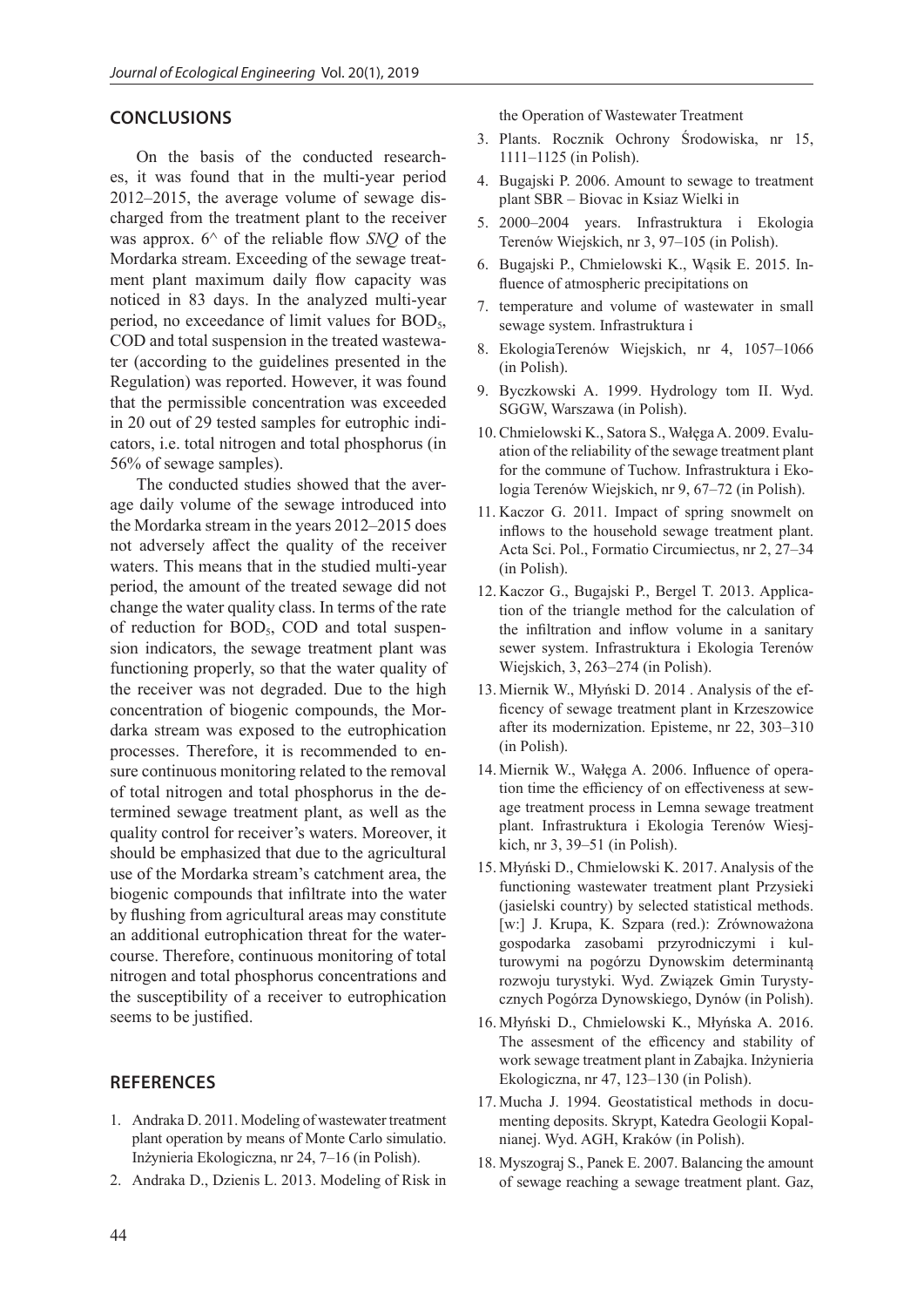## CONCLUSIONS

On the basis of the conducted researches, it was found that in the multi-year period 2012–2015, the average volume of sewage discharged from the treatment plant to the receiver was approx. 6^ of the reliable flow *SNQ* of the Mordarka stream. Exceeding of the sewage treatment plant maximum daily flow capacity was noticed in 83 days. In the analyzed multi-year period, no exceedance of limit values for $BOD_5$, COD and total suspension in the treated wastewater (according to the guidelines presented in the Regulation) was reported. However, it was found that the permissible concentration was exceeded in 20 out of 29 tested samples for eutrophic indicators, i.e. total nitrogen and total phosphorus (in 56% of sewage samples).

The conducted studies showed that the average daily volume of the sewage introduced into the Mordarka stream in the years 2012–2015 does not adversely affect the quality of the receiver waters. This means that in the studied multi-year period, the amount of the treated sewage did not change the water quality class. In terms of the rate of reduction for $BOD_5$, COD and total suspension indicators, the sewage treatment plant was functioning properly, so that the water quality of the receiver was not degraded. Due to the high concentration of biogenic compounds, the Mordarka stream was exposed to the eutrophication processes. Therefore, it is recommended to ensure continuous monitoring related to the removal of total nitrogen and total phosphorus in the determined sewage treatment plant, as well as the quality control for receiver's waters. Moreover, it should be emphasized that due to the agricultural use of the Mordarka stream's catchment area, the biogenic compounds that infiltrate into the water by flushing from agricultural areas may constitute an additional eutrophication threat for the watercourse. Therefore, continuous monitoring of total nitrogen and total phosphorus concentrations and the susceptibility of a receiver to eutrophication seems to be justified.

## REFERENCES

1. Andraka D. 2011. Modeling of wastewater treatment plant operation by means of Monte Carlo simulatio. Inżynieria Ekologiczna, nr 24, 7–16 (in Polish).
2. Andraka D., Dzienis L. 2013. Modeling of Risk in the Operation of Wastewater Treatment
3. Plants. Rocznik Ochrony Środowiska, nr 15, 1111–1125 (in Polish).
4. Bugajski P. 2006. Amount to sewage to treatment plant SBR – Biovac in Ksiaz Wielki in
5. 2000–2004 years. Infrastruktura i Ekologia Terenów Wiejskich, nr 3, 97–105 (in Polish).
6. Bugajski P., Chmielowski K., Wąsik E. 2015. Influence of atmospheric precipitations on
7. temperature and volume of wastewater in small sewage system. Infrastruktura i
8. EkologiaTerenów Wiejskich, nr 4, 1057–1066 (in Polish).
9. Byczkowski A. 1999. Hydrology tom II. Wyd. SGGW, Warszawa (in Polish).
10. Chmielowski K., Satora S., Wałęga A. 2009. Evaluation of the reliability of the sewage treatment plant for the commune of Tuchow. Infrastruktura i Ekologia Terenów Wiejskich, nr 9, 67–72 (in Polish).
11. Kaczor G. 2011. Impact of spring snowmelt on inflows to the household sewage treatment plant. Acta Sci. Pol., Formatio Circumiectus, nr 2, 27–34 (in Polish).
12. Kaczor G., Bugajski P., Bergel T. 2013. Application of the triangle method for the calculation of the infiltration and inflow volume in a sanitary sewer system. Infrastruktura i Ekologia Terenów Wiejskich, 3, 263–274 (in Polish).
13. Miernik W., Młyński D. 2014 . Analysis of the efficency of sewage treatment plant in Krzeszowice after its modernization. Episteme, nr 22, 303–310 (in Polish).
14. Miernik W., Wałęga A. 2006. Influence of operation time the efficiency of on effectiveness at sewage treatment process in Lemna sewage treatment plant. Infrastruktura i Ekologia Terenów Wiesjkich, nr 3, 39–51 (in Polish).
15. Młyński D., Chmielowski K. 2017. Analysis of the functioning wastewater treatment plant Przysieki (jasielski country) by selected statistical methods. [w:] J. Krupa, K. Szpara (red.): Zrównoważona gospodarka zasobami przyrodniczymi i kulturowymi na pogórzu Dynowskim determinantą rozwoju turystyki. Wyd. Związek Gmin Turystycznych Pogórza Dynowskiego, Dynów (in Polish).
16. Młyński D., Chmielowski K., Młyńska A. 2016. The assesment of the efficency and stability of work sewage treatment plant in Zabajka. Inżynieria Ekologiczna, nr 47, 123–130 (in Polish).
17. Mucha J. 1994. Geostatistical methods in documenting deposits. Skrypt, Katedra Geologii Kopalnianej. Wyd. AGH, Kraków (in Polish).
18. Myszograj S., Panek E. 2007. Balancing the amount of sewage reaching a sewage treatment plant. Gaz,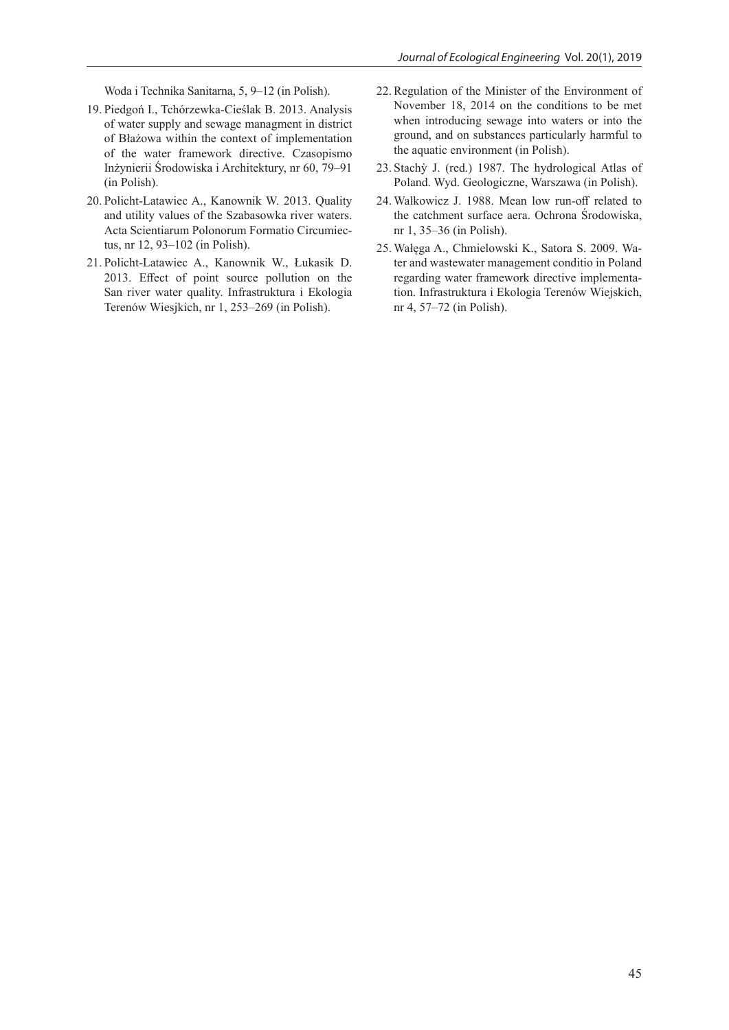Woda i Technika Sanitarna, 5, 9–12 (in Polish).

19. Piedgoń I., Tchórzewka-Cieślak B. 2013. Analysis of water supply and sewage managment in district of Błażowa within the context of implementation of the water framework directive. Czasopismo Inżynierii Środowiska i Architektury, nr 60, 79–91 (in Polish).
20. Policht-Latawiec A., Kanownik W. 2013. Quality and utility values of the Szabasowka river waters. Acta Scientiarum Polonorum Formatio Circumiectus, nr 12, 93–102 (in Polish).
21. Policht-Latawiec A., Kanownik W., Łukasik D. 2013. Effect of point source pollution on the San river water quality. Infrastruktura i Ekologia Terenów Wiesjkich, nr 1, 253–269 (in Polish).
22. Regulation of the Minister of the Environment of November 18, 2014 on the conditions to be met when introducing sewage into waters or into the ground, and on substances particularly harmful to the aquatic environment (in Polish).
23. Stachỳ J. (red.) 1987. The hydrological Atlas of Poland. Wyd. Geologiczne, Warszawa (in Polish).
24. Walkowicz J. 1988. Mean low run-off related to the catchment surface aera. Ochrona Środowiska, nr 1, 35–36 (in Polish).
25. Wałęga A., Chmielowski K., Satora S. 2009. Water and wastewater management conditio in Poland regarding water framework directive implementation. Infrastruktura i Ekologia Terenów Wiejskich, nr 4, 57–72 (in Polish).